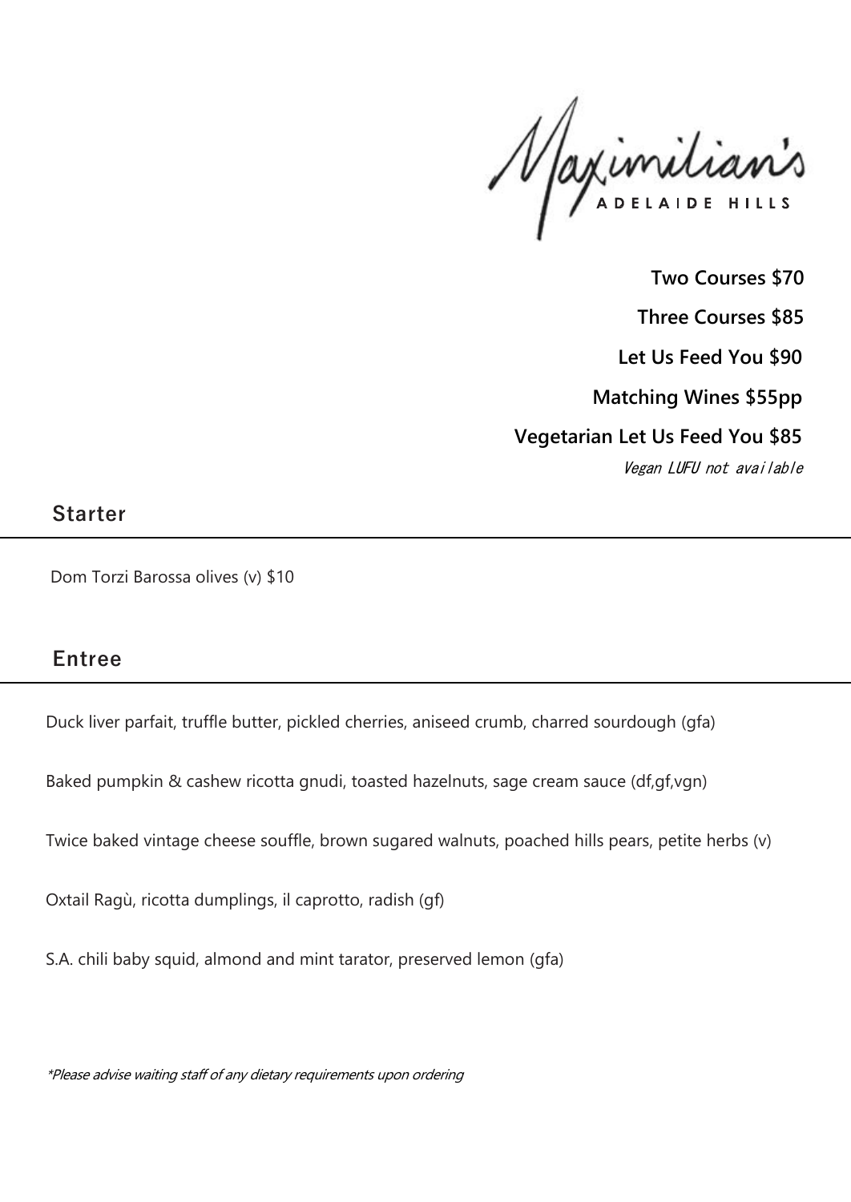# Maximilian's

ADELAIDE HILLS

**Two Courses $70**

**Three Courses $85**

**Let Us Feed You $90**

**Matching Wines $55pp**

**Vegetarian Let Us Feed You $85**

*Vegan LUFU not available*

## Starter

Dom Torzi Barossa olives (v) $10

## Entree

Duck liver parfait, truffle butter, pickled cherries, aniseed crumb, charred sourdough (gfa)

Baked pumpkin & cashew ricotta gnudi, toasted hazelnuts, sage cream sauce (df,gf,vgn)

Twice baked vintage cheese souffle, brown sugared walnuts, poached hills pears, petite herbs (v)

Oxtail Ragù, ricotta dumplings, il caprotto, radish (gf)

S.A. chili baby squid, almond and mint tarator, preserved lemon (gfa)

*\*Please advise waiting staff of any dietary requirements upon ordering*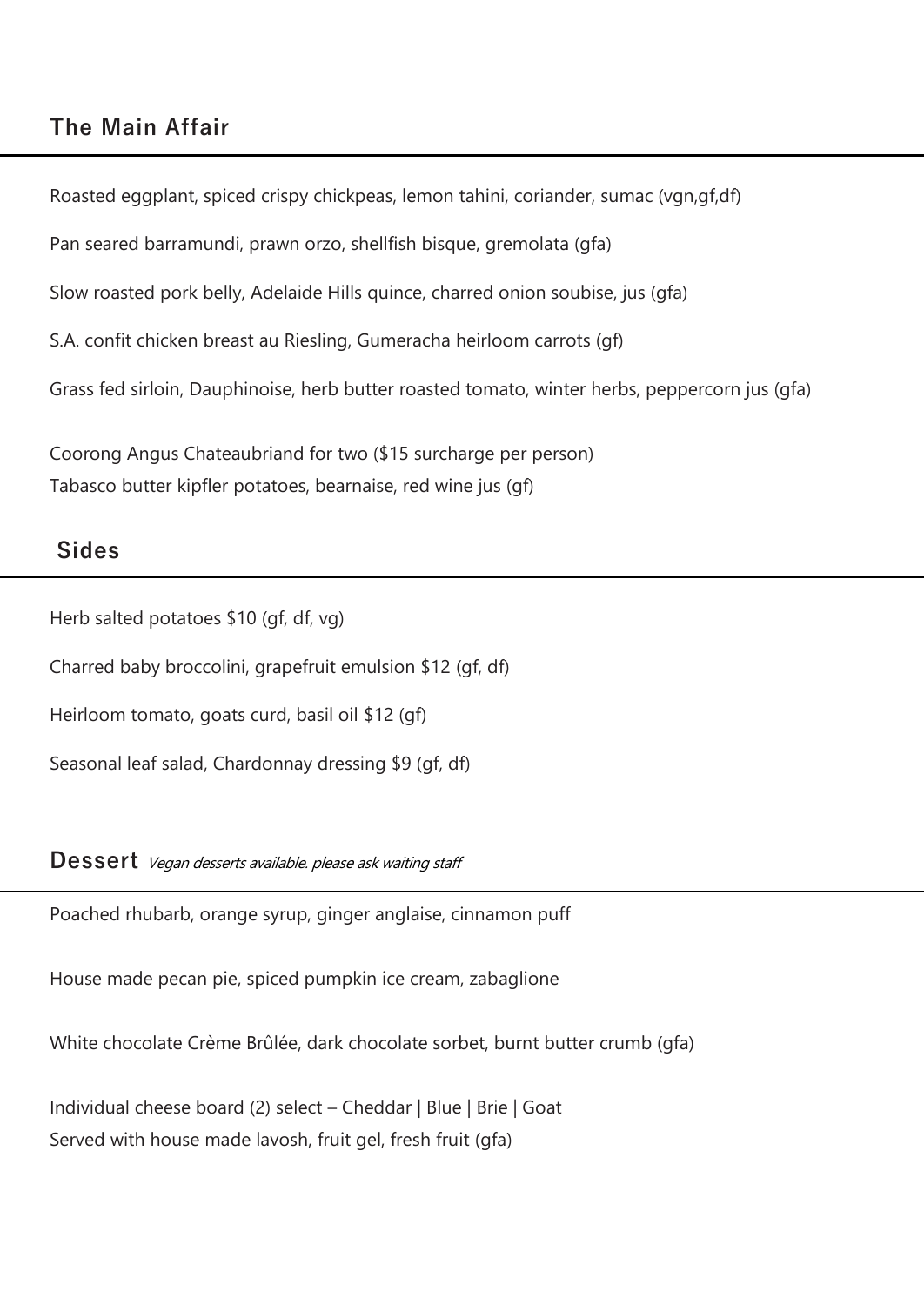## The Main Affair

Roasted eggplant, spiced crispy chickpeas, lemon tahini, coriander, sumac (vgn,gf,df)

Pan seared barramundi, prawn orzo, shellfish bisque, gremolata (gfa)

Slow roasted pork belly, Adelaide Hills quince, charred onion soubise, jus (gfa)

S.A. confit chicken breast au Riesling, Gumeracha heirloom carrots (gf)

Grass fed sirloin, Dauphinoise, herb butter roasted tomato, winter herbs, peppercorn jus (gfa)

Coorong Angus Chateaubriand for two ($15 surcharge per person)
Tabasco butter kipfler potatoes, bearnaise, red wine jus (gf)

## Sides

Herb salted potatoes $10 (gf, df, vg)

Charred baby broccolini, grapefruit emulsion $12 (gf, df)

Heirloom tomato, goats curd, basil oil $12 (gf)

Seasonal leaf salad, Chardonnay dressing $9 (gf, df)

## Dessert *Vegan desserts available. please ask waiting staff*

Poached rhubarb, orange syrup, ginger anglaise, cinnamon puff

House made pecan pie, spiced pumpkin ice cream, zabaglione

White chocolate Crème Brûlée, dark chocolate sorbet, burnt butter crumb (gfa)

Individual cheese board (2) select – Cheddar | Blue | Brie | Goat
Served with house made lavosh, fruit gel, fresh fruit (gfa)